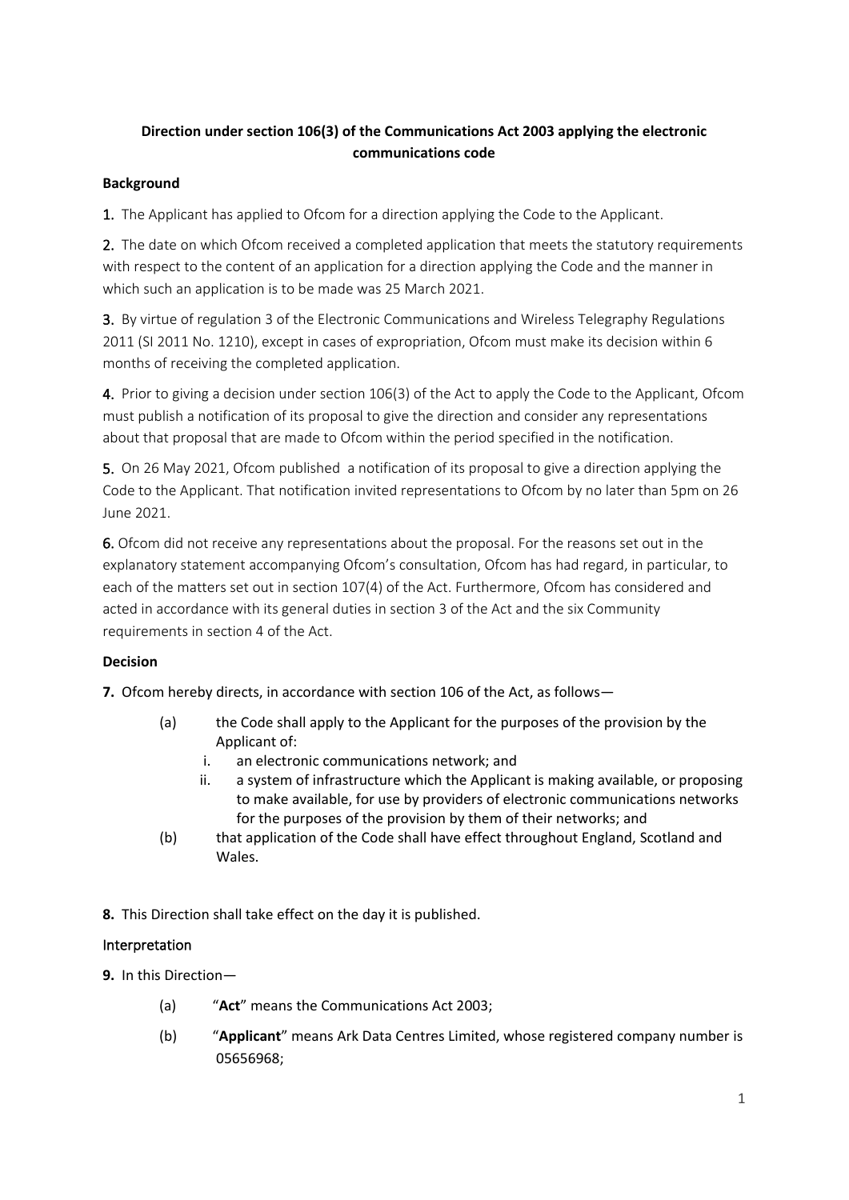**Direction under section 106(3) of the Communications Act 2003 applying the electronic communications code**

**Background**

1. The Applicant has applied to Ofcom for a direction applying the Code to the Applicant.

2. The date on which Ofcom received a completed application that meets the statutory requirements with respect to the content of an application for a direction applying the Code and the manner in which such an application is to be made was 25 March 2021.

3. By virtue of regulation 3 of the Electronic Communications and Wireless Telegraphy Regulations 2011 (SI 2011 No. 1210), except in cases of expropriation, Ofcom must make its decision within 6 months of receiving the completed application.

4. Prior to giving a decision under section 106(3) of the Act to apply the Code to the Applicant, Ofcom must publish a notification of its proposal to give the direction and consider any representations about that proposal that are made to Ofcom within the period specified in the notification.

5. On 26 May 2021, Ofcom published a notification of its proposal to give a direction applying the Code to the Applicant. That notification invited representations to Ofcom by no later than 5pm on 26 June 2021.

6. Ofcom did not receive any representations about the proposal. For the reasons set out in the explanatory statement accompanying Ofcom's consultation, Ofcom has had regard, in particular, to each of the matters set out in section 107(4) of the Act. Furthermore, Ofcom has considered and acted in accordance with its general duties in section 3 of the Act and the six Community requirements in section 4 of the Act.

**Decision**

**7.** Ofcom hereby directs, in accordance with section 106 of the Act, as follows—

(a) the Code shall apply to the Applicant for the purposes of the provision by the Applicant of:

   i. an electronic communications network; and

   ii. a system of infrastructure which the Applicant is making available, or proposing to make available, for use by providers of electronic communications networks for the purposes of the provision by them of their networks; and

(b) that application of the Code shall have effect throughout England, Scotland and Wales.

**8.** This Direction shall take effect on the day it is published.

**Interpretation**

**9.** In this Direction—

(a) "**Act**" means the Communications Act 2003;

(b) "**Applicant**" means Ark Data Centres Limited, whose registered company number is 05656968;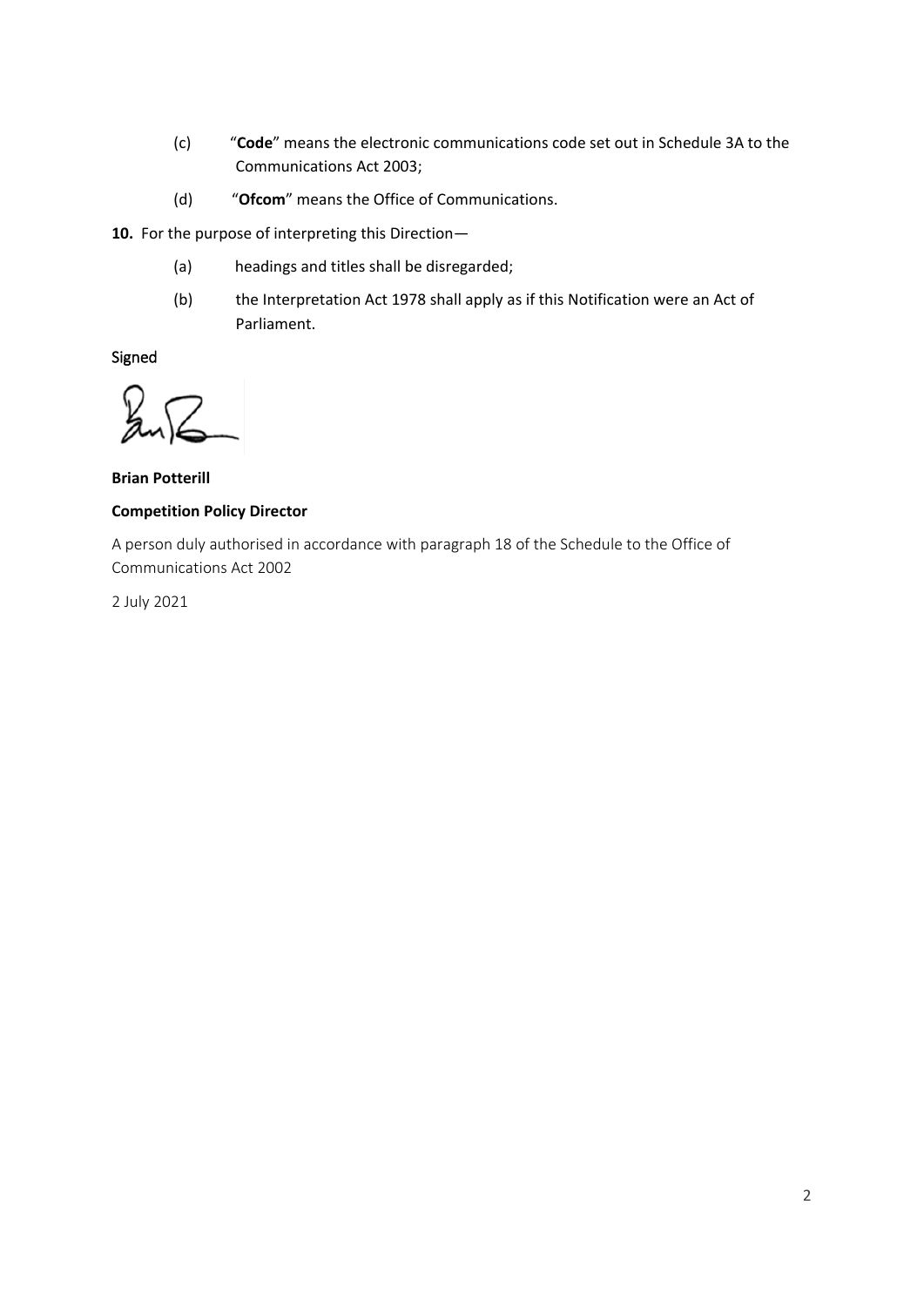(c) "**Code**" means the electronic communications code set out in Schedule 3A to the Communications Act 2003;

(d) "**Ofcom**" means the Office of Communications.

**10.** For the purpose of interpreting this Direction—

(a) headings and titles shall be disregarded;

(b) the Interpretation Act 1978 shall apply as if this Notification were an Act of Parliament.

Signed

**Brian Potterill**

**Competition Policy Director**

A person duly authorised in accordance with paragraph 18 of the Schedule to the Office of Communications Act 2002

2 July 2021